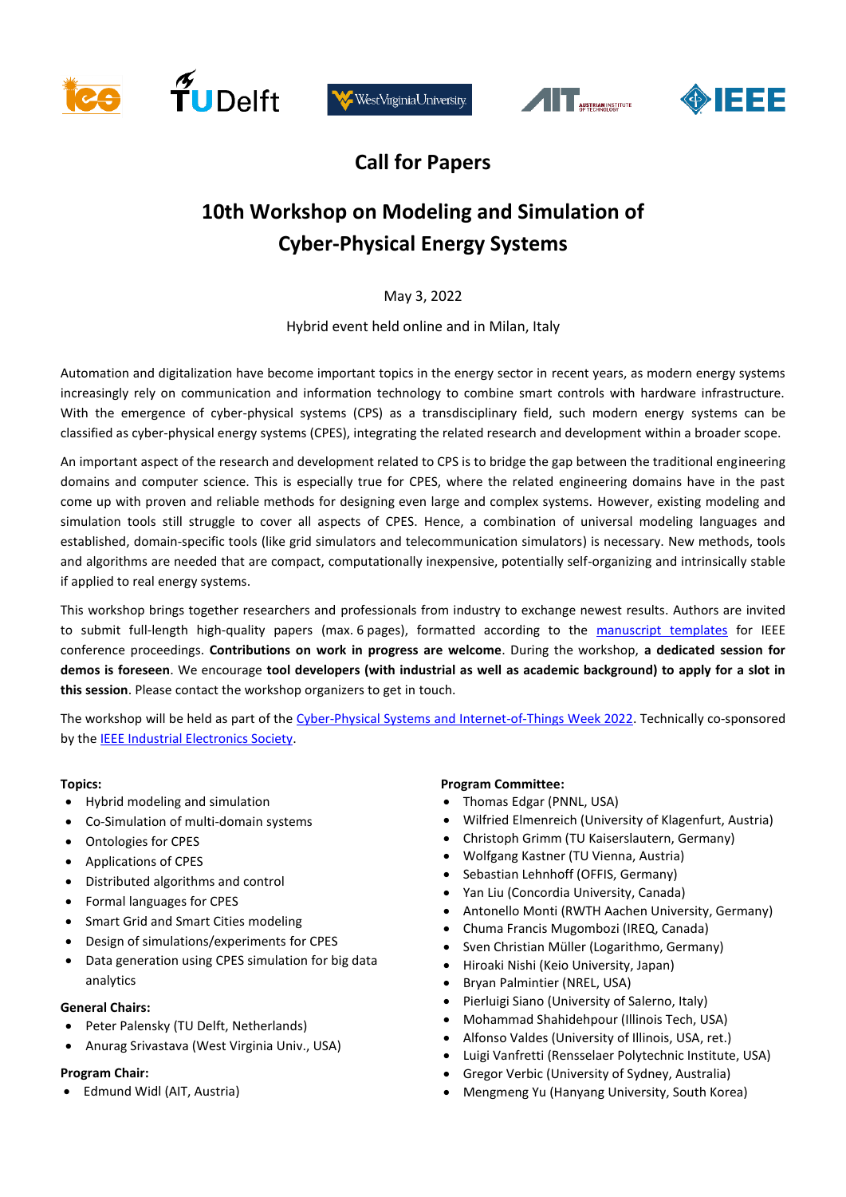# Call for Papers

## 10th Workshop on Modeling and Simulation of Cyber-Physical Energy Systems

May 3, 2022

Hybrid event held online and in Milan, Italy

Automation and digitalization have become important topics in the energy sector in recent years, as modern energy systems increasingly rely on communication and information technology to combine smart controls with hardware infrastructure. With the emergence of cyber-physical systems (CPS) as a transdisciplinary field, such modern energy systems can be classified as cyber-physical energy systems (CPES), integrating the related research and development within a broader scope.

An important aspect of the research and development related to CPS is to bridge the gap between the traditional engineering domains and computer science. This is especially true for CPES, where the related engineering domains have in the past come up with proven and reliable methods for designing even large and complex systems. However, existing modeling and simulation tools still struggle to cover all aspects of CPES. Hence, a combination of universal modeling languages and established, domain-specific tools (like grid simulators and telecommunication simulators) is necessary. New methods, tools and algorithms are needed that are compact, computationally inexpensive, potentially self-organizing and intrinsically stable if applied to real energy systems.

This workshop brings together researchers and professionals from industry to exchange newest results. Authors are invited to submit full-length high-quality papers (max. 6 pages), formatted according to the manuscript templates for IEEE conference proceedings. **Contributions on work in progress are welcome**. During the workshop, **a dedicated session for demos is foreseen**. We encourage **tool developers (with industrial as well as academic background) to apply for a slot in this session**. Please contact the workshop organizers to get in touch.

The workshop will be held as part of the Cyber-Physical Systems and Internet-of-Things Week 2022. Technically co-sponsored by the IEEE Industrial Electronics Society.

**Topics:**

- Hybrid modeling and simulation
- Co-Simulation of multi-domain systems
- Ontologies for CPES
- Applications of CPES
- Distributed algorithms and control
- Formal languages for CPES
- Smart Grid and Smart Cities modeling
- Design of simulations/experiments for CPES
- Data generation using CPES simulation for big data analytics

**General Chairs:**

- Peter Palensky (TU Delft, Netherlands)
- Anurag Srivastava (West Virginia Univ., USA)

**Program Chair:**

- Edmund Widl (AIT, Austria)

**Program Committee:**

- Thomas Edgar (PNNL, USA)
- Wilfried Elmenreich (University of Klagenfurt, Austria)
- Christoph Grimm (TU Kaiserslautern, Germany)
- Wolfgang Kastner (TU Vienna, Austria)
- Sebastian Lehnhoff (OFFIS, Germany)
- Yan Liu (Concordia University, Canada)
- Antonello Monti (RWTH Aachen University, Germany)
- Chuma Francis Mugombozi (IREQ, Canada)
- Sven Christian Müller (Logarithmo, Germany)
- Hiroaki Nishi (Keio University, Japan)
- Bryan Palmintier (NREL, USA)
- Pierluigi Siano (University of Salerno, Italy)
- Mohammad Shahidehpour (Illinois Tech, USA)
- Alfonso Valdes (University of Illinois, USA, ret.)
- Luigi Vanfretti (Rensselaer Polytechnic Institute, USA)
- Gregor Verbic (University of Sydney, Australia)
- Mengmeng Yu (Hanyang University, South Korea)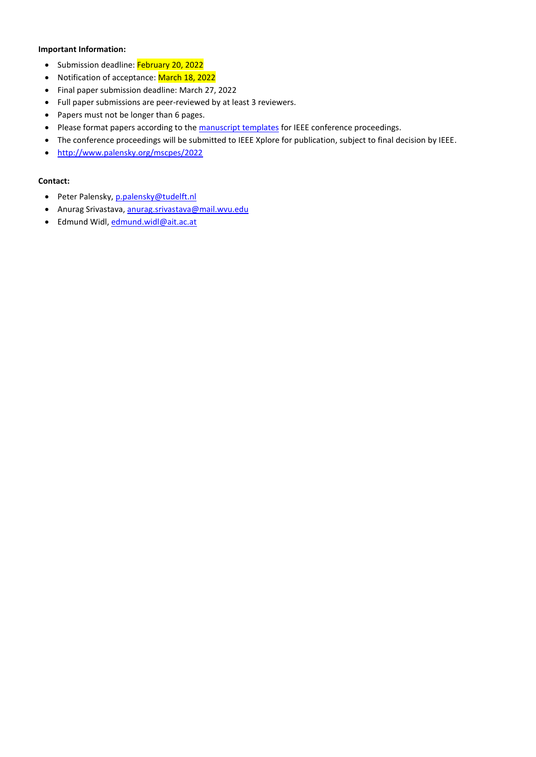**Important Information:**

- Submission deadline: February 20, 2022
- Notification of acceptance: March 18, 2022
- Final paper submission deadline: March 27, 2022
- Full paper submissions are peer-reviewed by at least 3 reviewers.
- Papers must not be longer than 6 pages.
- Please format papers according to the manuscript templates for IEEE conference proceedings.
- The conference proceedings will be submitted to IEEE Xplore for publication, subject to final decision by IEEE.
- http://www.palensky.org/mscpes/2022

**Contact:**

- Peter Palensky, p.palensky@tudelft.nl
- Anurag Srivastava, anurag.srivastava@mail.wvu.edu
- Edmund Widl, edmund.widl@ait.ac.at